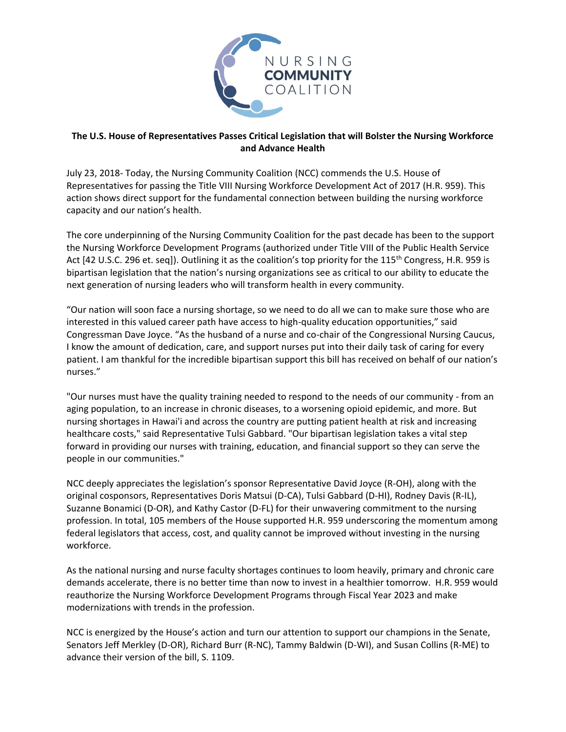NURSING
COMMUNITY
COALITION

**The U.S. House of Representatives Passes Critical Legislation that will Bolster the Nursing Workforce and Advance Health**

July 23, 2018- Today, the Nursing Community Coalition (NCC) commends the U.S. House of Representatives for passing the Title VIII Nursing Workforce Development Act of 2017 (H.R. 959). This action shows direct support for the fundamental connection between building the nursing workforce capacity and our nation's health.

The core underpinning of the Nursing Community Coalition for the past decade has been to the support the Nursing Workforce Development Programs (authorized under Title VIII of the Public Health Service Act [42 U.S.C. 296 et. seq]). Outlining it as the coalition's top priority for the 115th Congress, H.R. 959 is bipartisan legislation that the nation's nursing organizations see as critical to our ability to educate the next generation of nursing leaders who will transform health in every community.

"Our nation will soon face a nursing shortage, so we need to do all we can to make sure those who are interested in this valued career path have access to high-quality education opportunities," said Congressman Dave Joyce. "As the husband of a nurse and co-chair of the Congressional Nursing Caucus, I know the amount of dedication, care, and support nurses put into their daily task of caring for every patient. I am thankful for the incredible bipartisan support this bill has received on behalf of our nation's nurses."

"Our nurses must have the quality training needed to respond to the needs of our community - from an aging population, to an increase in chronic diseases, to a worsening opioid epidemic, and more. But nursing shortages in Hawai'i and across the country are putting patient health at risk and increasing healthcare costs," said Representative Tulsi Gabbard. "Our bipartisan legislation takes a vital step forward in providing our nurses with training, education, and financial support so they can serve the people in our communities."

NCC deeply appreciates the legislation's sponsor Representative David Joyce (R-OH), along with the original cosponsors, Representatives Doris Matsui (D-CA), Tulsi Gabbard (D-HI), Rodney Davis (R-IL), Suzanne Bonamici (D-OR), and Kathy Castor (D-FL) for their unwavering commitment to the nursing profession. In total, 105 members of the House supported H.R. 959 underscoring the momentum among federal legislators that access, cost, and quality cannot be improved without investing in the nursing workforce.

As the national nursing and nurse faculty shortages continues to loom heavily, primary and chronic care demands accelerate, there is no better time than now to invest in a healthier tomorrow. H.R. 959 would reauthorize the Nursing Workforce Development Programs through Fiscal Year 2023 and make modernizations with trends in the profession.

NCC is energized by the House's action and turn our attention to support our champions in the Senate, Senators Jeff Merkley (D-OR), Richard Burr (R-NC), Tammy Baldwin (D-WI), and Susan Collins (R-ME) to advance their version of the bill, S. 1109.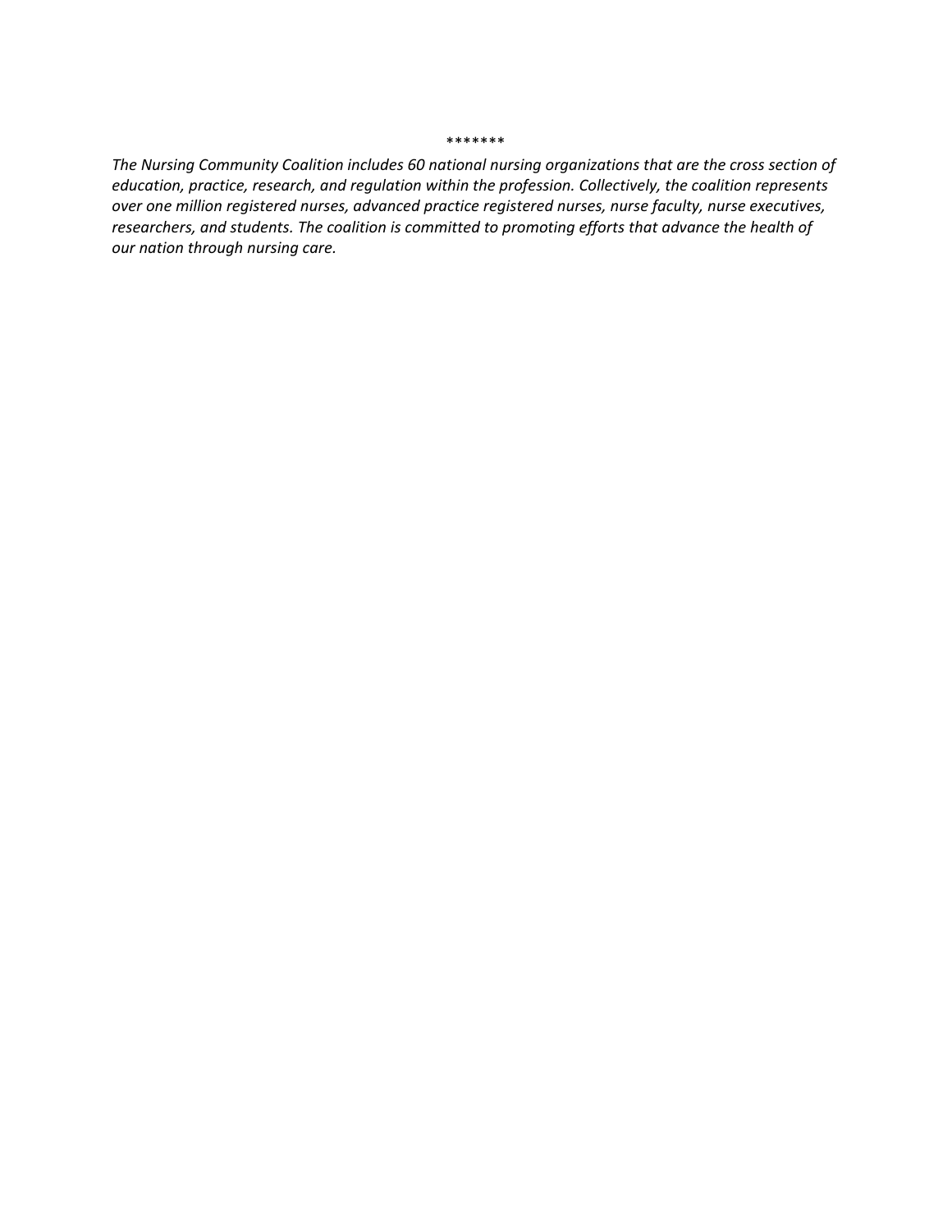*******

*The Nursing Community Coalition includes 60 national nursing organizations that are the cross section of education, practice, research, and regulation within the profession. Collectively, the coalition represents over one million registered nurses, advanced practice registered nurses, nurse faculty, nurse executives, researchers, and students. The coalition is committed to promoting efforts that advance the health of our nation through nursing care.*